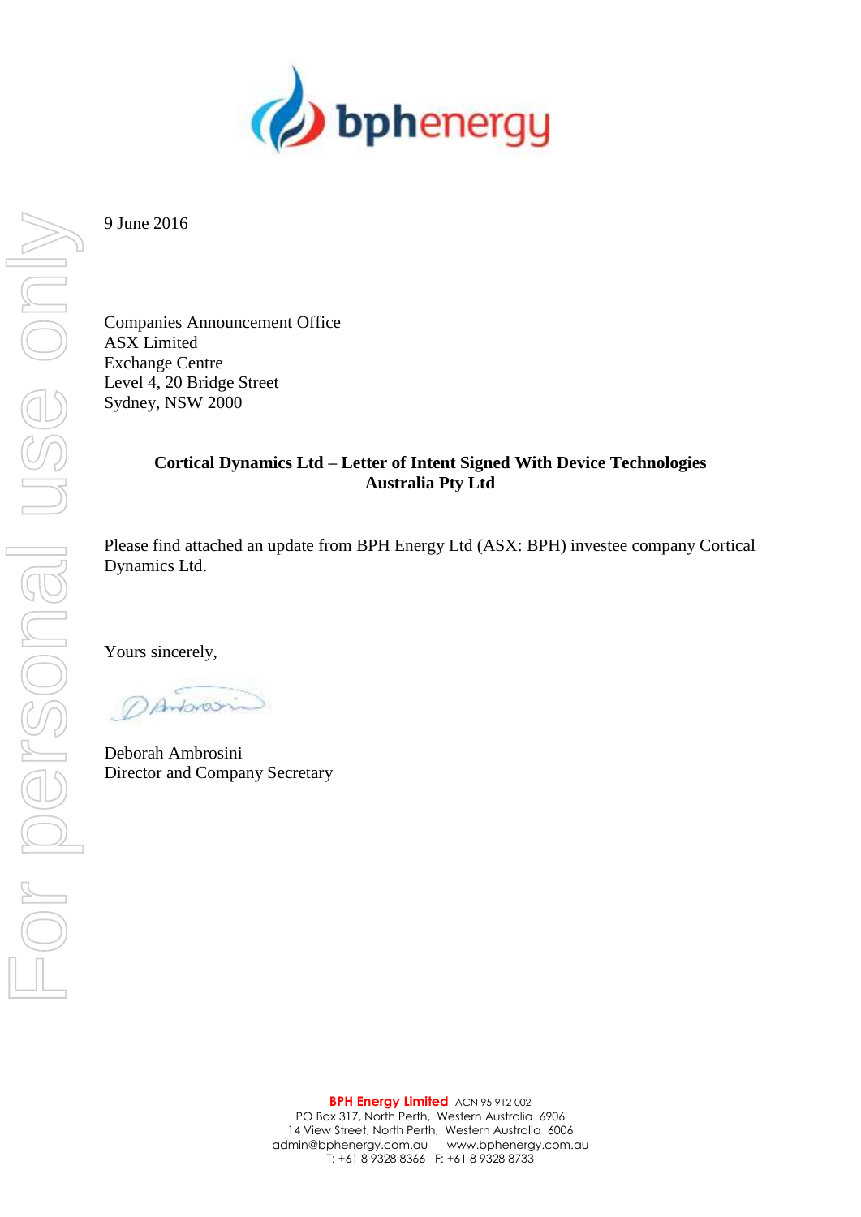9 June 2016

Companies Announcement Office
ASX Limited
Exchange Centre
Level 4, 20 Bridge Street
Sydney, NSW 2000

**Cortical Dynamics Ltd – Letter of Intent Signed With Device Technologies Australia Pty Ltd**

Please find attached an update from BPH Energy Ltd (ASX: BPH) investee company Cortical Dynamics Ltd.

Yours sincerely,

Deborah Ambrosini
Director and Company Secretary

**BPH Energy Limited** ACN 95 912 002
PO Box 317, North Perth, Western Australia 6906
14 View Street, North Perth, Western Australia 6006
admin@bphenergy.com.au www.bphenergy.com.au
T: +61 8 9328 8366 F: +61 8 9328 8733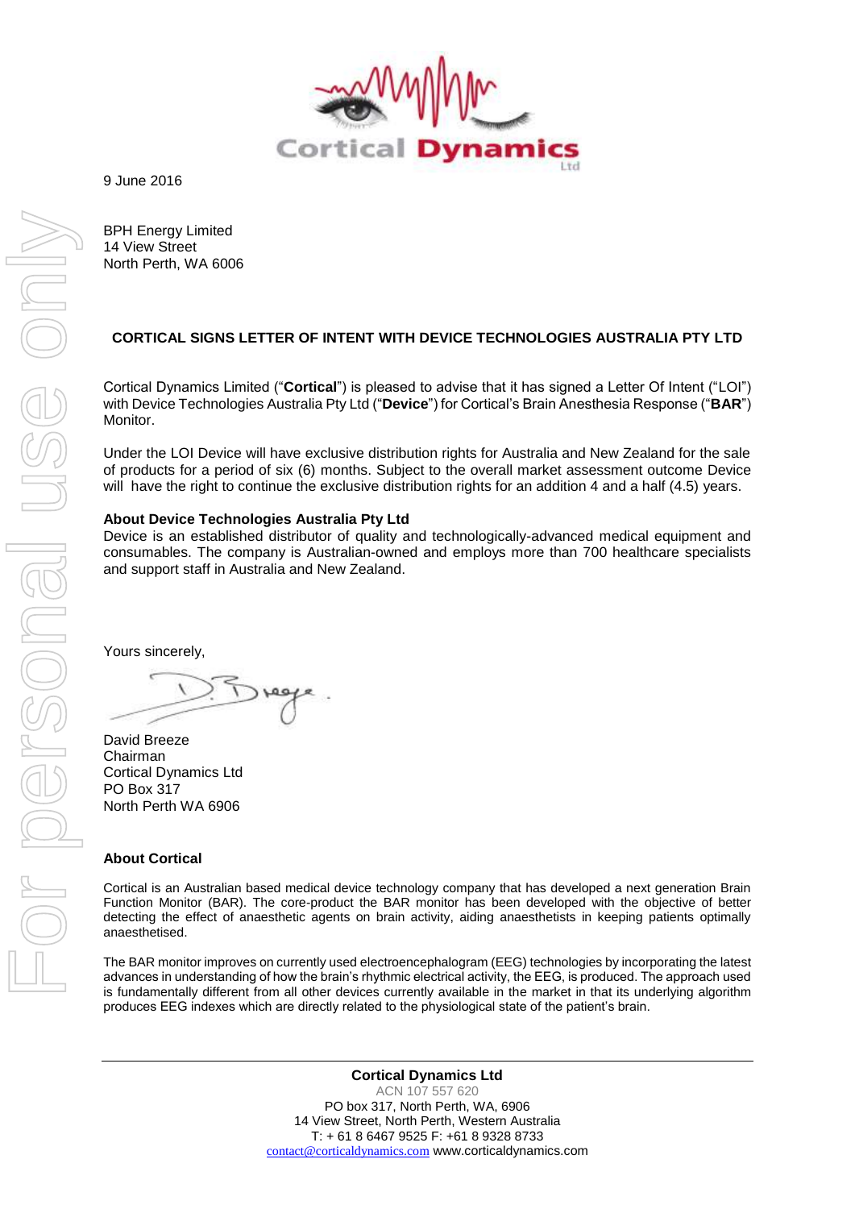9 June 2016

BPH Energy Limited
14 View Street
North Perth, WA 6006

**CORTICAL SIGNS LETTER OF INTENT WITH DEVICE TECHNOLOGIES AUSTRALIA PTY LTD**

Cortical Dynamics Limited ("**Cortical**") is pleased to advise that it has signed a Letter Of Intent ("LOI") with Device Technologies Australia Pty Ltd ("**Device**") for Cortical's Brain Anesthesia Response ("**BAR**") Monitor.

Under the LOI Device will have exclusive distribution rights for Australia and New Zealand for the sale of products for a period of six (6) months. Subject to the overall market assessment outcome Device will have the right to continue the exclusive distribution rights for an addition 4 and a half (4.5) years.

**About Device Technologies Australia Pty Ltd**
Device is an established distributor of quality and technologically-advanced medical equipment and consumables. The company is Australian-owned and employs more than 700 healthcare specialists and support staff in Australia and New Zealand.

Yours sincerely,

David Breeze
Chairman
Cortical Dynamics Ltd
PO Box 317
North Perth WA 6906

**About Cortical**

Cortical is an Australian based medical device technology company that has developed a next generation Brain Function Monitor (BAR). The core-product the BAR monitor has been developed with the objective of better detecting the effect of anaesthetic agents on brain activity, aiding anaesthetists in keeping patients optimally anaesthetised.

The BAR monitor improves on currently used electroencephalogram (EEG) technologies by incorporating the latest advances in understanding of how the brain's rhythmic electrical activity, the EEG, is produced. The approach used is fundamentally different from all other devices currently available in the market in that its underlying algorithm produces EEG indexes which are directly related to the physiological state of the patient's brain.

**Cortical Dynamics Ltd**
ACN 107 557 620
PO box 317, North Perth, WA, 6906
14 View Street, North Perth, Western Australia
T: + 61 8 6467 9525 F: +61 8 9328 8733
contact@corticaldynamics.com www.corticaldynamics.com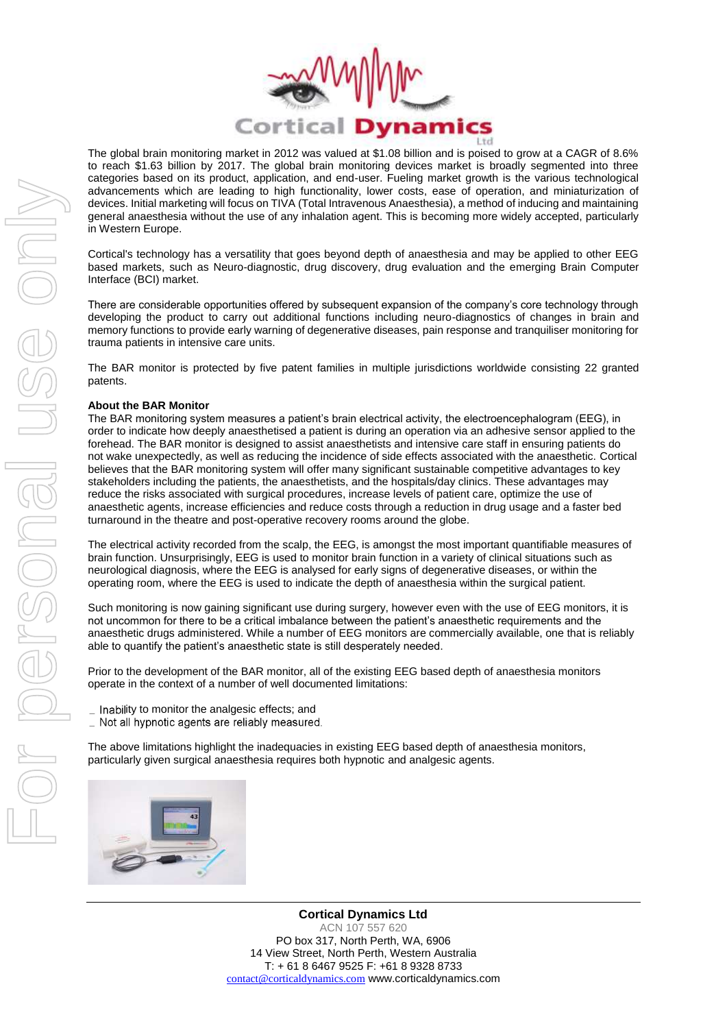The global brain monitoring market in 2012 was valued at $1.08 billion and is poised to grow at a CAGR of 8.6% to reach $1.63 billion by 2017. The global brain monitoring devices market is broadly segmented into three categories based on its product, application, and end-user. Fueling market growth is the various technological advancements which are leading to high functionality, lower costs, ease of operation, and miniaturization of devices. Initial marketing will focus on TIVA (Total Intravenous Anaesthesia), a method of inducing and maintaining general anaesthesia without the use of any inhalation agent. This is becoming more widely accepted, particularly in Western Europe.

Cortical's technology has a versatility that goes beyond depth of anaesthesia and may be applied to other EEG based markets, such as Neuro-diagnostic, drug discovery, drug evaluation and the emerging Brain Computer Interface (BCI) market.

There are considerable opportunities offered by subsequent expansion of the company's core technology through developing the product to carry out additional functions including neuro-diagnostics of changes in brain and memory functions to provide early warning of degenerative diseases, pain response and tranquiliser monitoring for trauma patients in intensive care units.

The BAR monitor is protected by five patent families in multiple jurisdictions worldwide consisting 22 granted patents.

**About the BAR Monitor**

The BAR monitoring system measures a patient's brain electrical activity, the electroencephalogram (EEG), in order to indicate how deeply anaesthetised a patient is during an operation via an adhesive sensor applied to the forehead. The BAR monitor is designed to assist anaesthetists and intensive care staff in ensuring patients do not wake unexpectedly, as well as reducing the incidence of side effects associated with the anaesthetic. Cortical believes that the BAR monitoring system will offer many significant sustainable competitive advantages to key stakeholders including the patients, the anaesthetists, and the hospitals/day clinics. These advantages may reduce the risks associated with surgical procedures, increase levels of patient care, optimize the use of anaesthetic agents, increase efficiencies and reduce costs through a reduction in drug usage and a faster bed turnaround in the theatre and post-operative recovery rooms around the globe.

The electrical activity recorded from the scalp, the EEG, is amongst the most important quantifiable measures of brain function. Unsurprisingly, EEG is used to monitor brain function in a variety of clinical situations such as neurological diagnosis, where the EEG is analysed for early signs of degenerative diseases, or within the operating room, where the EEG is used to indicate the depth of anaesthesia within the surgical patient.

Such monitoring is now gaining significant use during surgery, however even with the use of EEG monitors, it is not uncommon for there to be a critical imbalance between the patient's anaesthetic requirements and the anaesthetic drugs administered. While a number of EEG monitors are commercially available, one that is reliably able to quantify the patient's anaesthetic state is still desperately needed.

Prior to the development of the BAR monitor, all of the existing EEG based depth of anaesthesia monitors operate in the context of a number of well documented limitations:

- Inability to monitor the analgesic effects; and
- Not all hypnotic agents are reliably measured.

The above limitations highlight the inadequacies in existing EEG based depth of anaesthesia monitors, particularly given surgical anaesthesia requires both hypnotic and analgesic agents.

---

**Cortical Dynamics Ltd**
ACN 107 557 620
PO box 317, North Perth, WA, 6906
14 View Street, North Perth, Western Australia
T: + 61 8 6467 9525 F: +61 8 9328 8733
contact@corticaldynamics.com www.corticaldynamics.com